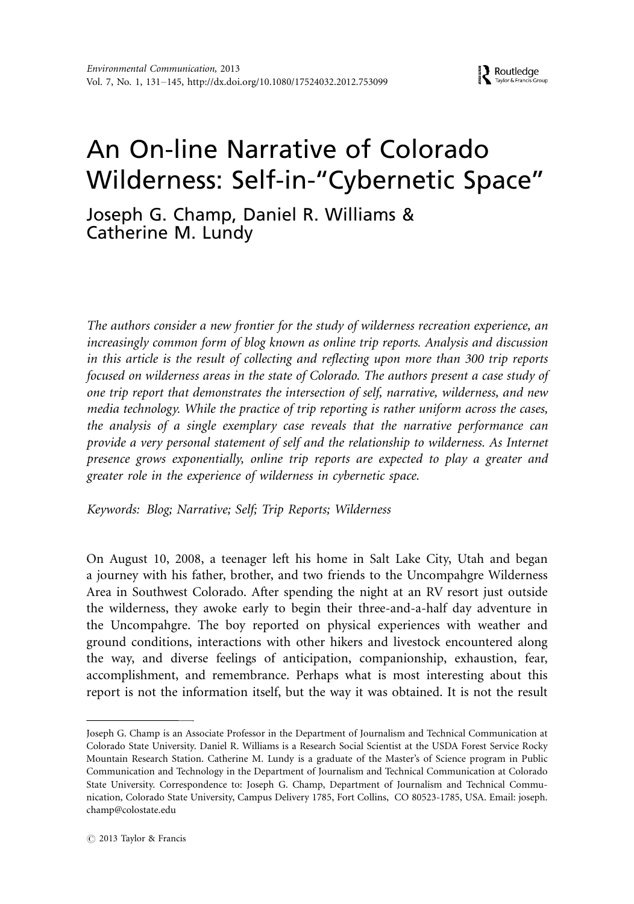# An On-line Narrative of Colorado Wilderness: Self-in-"Cybernetic Space"

Joseph G. Champ, Daniel R. Williams & Catherine M. Lundy

*The authors consider a new frontier for the study of wilderness recreation experience, an increasingly common form of blog known as online trip reports. Analysis and discussion in this article is the result of collecting and reflecting upon more than 300 trip reports focused on wilderness areas in the state of Colorado. The authors present a case study of one trip report that demonstrates the intersection of self, narrative, wilderness, and new media technology. While the practice of trip reporting is rather uniform across the cases, the analysis of a single exemplary case reveals that the narrative performance can provide a very personal statement of self and the relationship to wilderness. As Internet presence grows exponentially, online trip reports are expected to play a greater and greater role in the experience of wilderness in cybernetic space.*

*Keywords: Blog; Narrative; Self; Trip Reports; Wilderness*

On August 10, 2008, a teenager left his home in Salt Lake City, Utah and began a journey with his father, brother, and two friends to the Uncompahgre Wilderness Area in Southwest Colorado. After spending the night at an RV resort just outside the wilderness, they awoke early to begin their three-and-a-half day adventure in the Uncompahgre. The boy reported on physical experiences with weather and ground conditions, interactions with other hikers and livestock encountered along the way, and diverse feelings of anticipation, companionship, exhaustion, fear, accomplishment, and remembrance. Perhaps what is most interesting about this report is not the information itself, but the way it was obtained. It is not the result

---

Joseph G. Champ is an Associate Professor in the Department of Journalism and Technical Communication at Colorado State University. Daniel R. Williams is a Research Social Scientist at the USDA Forest Service Rocky Mountain Research Station. Catherine M. Lundy is a graduate of the Master's of Science program in Public Communication and Technology in the Department of Journalism and Technical Communication at Colorado State University. Correspondence to: Joseph G. Champ, Department of Journalism and Technical Communication, Colorado State University, Campus Delivery 1785, Fort Collins, CO 80523-1785, USA. Email: joseph.champ@colostate.edu

© 2013 Taylor & Francis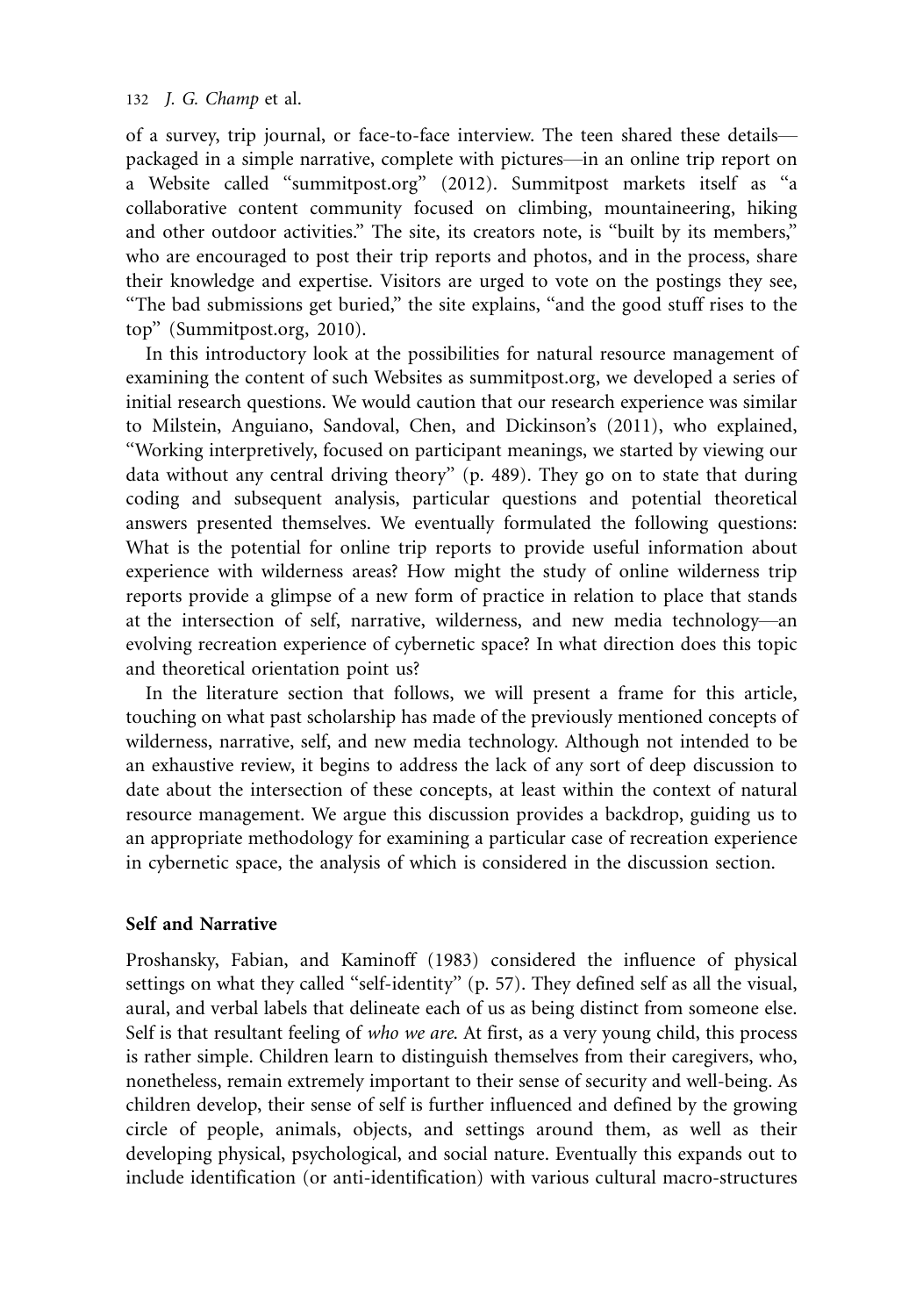of a survey, trip journal, or face-to-face interview. The teen shared these details—packaged in a simple narrative, complete with pictures—in an online trip report on a Website called "summitpost.org" (2012). Summitpost markets itself as "a collaborative content community focused on climbing, mountaineering, hiking and other outdoor activities." The site, its creators note, is "built by its members," who are encouraged to post their trip reports and photos, and in the process, share their knowledge and expertise. Visitors are urged to vote on the postings they see, "The bad submissions get buried," the site explains, "and the good stuff rises to the top" (Summitpost.org, 2010).

In this introductory look at the possibilities for natural resource management of examining the content of such Websites as summitpost.org, we developed a series of initial research questions. We would caution that our research experience was similar to Milstein, Anguiano, Sandoval, Chen, and Dickinson's (2011), who explained, "Working interpretively, focused on participant meanings, we started by viewing our data without any central driving theory" (p. 489). They go on to state that during coding and subsequent analysis, particular questions and potential theoretical answers presented themselves. We eventually formulated the following questions: What is the potential for online trip reports to provide useful information about experience with wilderness areas? How might the study of online wilderness trip reports provide a glimpse of a new form of practice in relation to place that stands at the intersection of self, narrative, wilderness, and new media technology—an evolving recreation experience of cybernetic space? In what direction does this topic and theoretical orientation point us?

In the literature section that follows, we will present a frame for this article, touching on what past scholarship has made of the previously mentioned concepts of wilderness, narrative, self, and new media technology. Although not intended to be an exhaustive review, it begins to address the lack of any sort of deep discussion to date about the intersection of these concepts, at least within the context of natural resource management. We argue this discussion provides a backdrop, guiding us to an appropriate methodology for examining a particular case of recreation experience in cybernetic space, the analysis of which is considered in the discussion section.

## Self and Narrative

Proshansky, Fabian, and Kaminoff (1983) considered the influence of physical settings on what they called "self-identity" (p. 57). They defined self as all the visual, aural, and verbal labels that delineate each of us as being distinct from someone else. Self is that resultant feeling of *who we are*. At first, as a very young child, this process is rather simple. Children learn to distinguish themselves from their caregivers, who, nonetheless, remain extremely important to their sense of security and well-being. As children develop, their sense of self is further influenced and defined by the growing circle of people, animals, objects, and settings around them, as well as their developing physical, psychological, and social nature. Eventually this expands out to include identification (or anti-identification) with various cultural macro-structures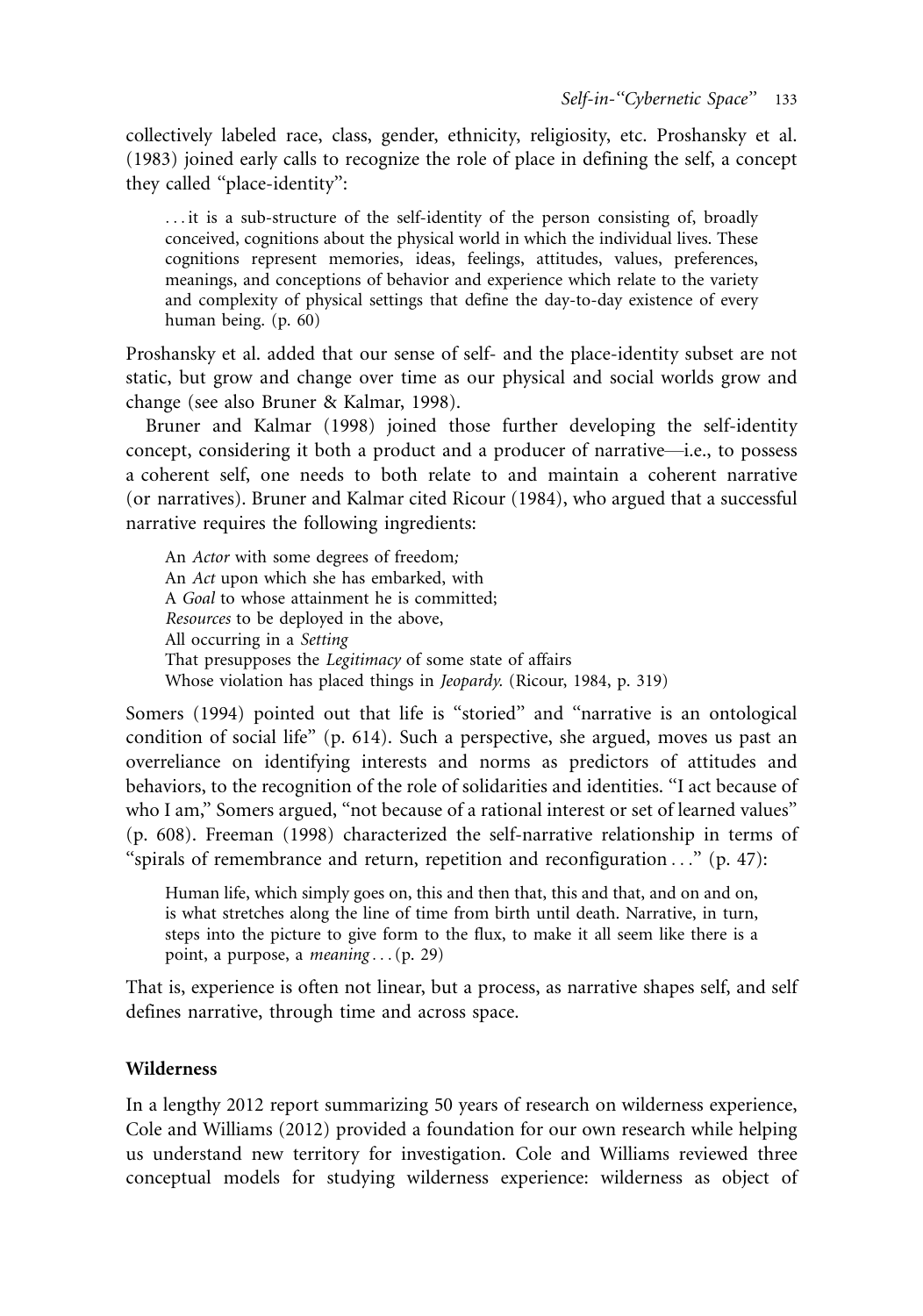collectively labeled race, class, gender, ethnicity, religiosity, etc. Proshansky et al. (1983) joined early calls to recognize the role of place in defining the self, a concept they called "place-identity":

> . . . it is a sub-structure of the self-identity of the person consisting of, broadly conceived, cognitions about the physical world in which the individual lives. These cognitions represent memories, ideas, feelings, attitudes, values, preferences, meanings, and conceptions of behavior and experience which relate to the variety and complexity of physical settings that define the day-to-day existence of every human being. (p. 60)

Proshansky et al. added that our sense of self- and the place-identity subset are not static, but grow and change over time as our physical and social worlds grow and change (see also Bruner & Kalmar, 1998).

Bruner and Kalmar (1998) joined those further developing the self-identity concept, considering it both a product and a producer of narrative—i.e., to possess a coherent self, one needs to both relate to and maintain a coherent narrative (or narratives). Bruner and Kalmar cited Ricour (1984), who argued that a successful narrative requires the following ingredients:

> An *Actor* with some degrees of freedom;
> An *Act* upon which she has embarked, with
> A *Goal* to whose attainment he is committed;
> *Resources* to be deployed in the above,
> All occurring in a *Setting*
> That presupposes the *Legitimacy* of some state of affairs
> Whose violation has placed things in *Jeopardy*. (Ricour, 1984, p. 319)

Somers (1994) pointed out that life is "storied" and "narrative is an ontological condition of social life" (p. 614). Such a perspective, she argued, moves us past an overreliance on identifying interests and norms as predictors of attitudes and behaviors, to the recognition of the role of solidarities and identities. "I act because of who I am," Somers argued, "not because of a rational interest or set of learned values" (p. 608). Freeman (1998) characterized the self-narrative relationship in terms of "spirals of remembrance and return, repetition and reconfiguration . . ." (p. 47):

> Human life, which simply goes on, this and then that, this and that, and on and on, is what stretches along the line of time from birth until death. Narrative, in turn, steps into the picture to give form to the flux, to make it all seem like there is a point, a purpose, a *meaning* . . . (p. 29)

That is, experience is often not linear, but a process, as narrative shapes self, and self defines narrative, through time and across space.

## Wilderness

In a lengthy 2012 report summarizing 50 years of research on wilderness experience, Cole and Williams (2012) provided a foundation for our own research while helping us understand new territory for investigation. Cole and Williams reviewed three conceptual models for studying wilderness experience: wilderness as object of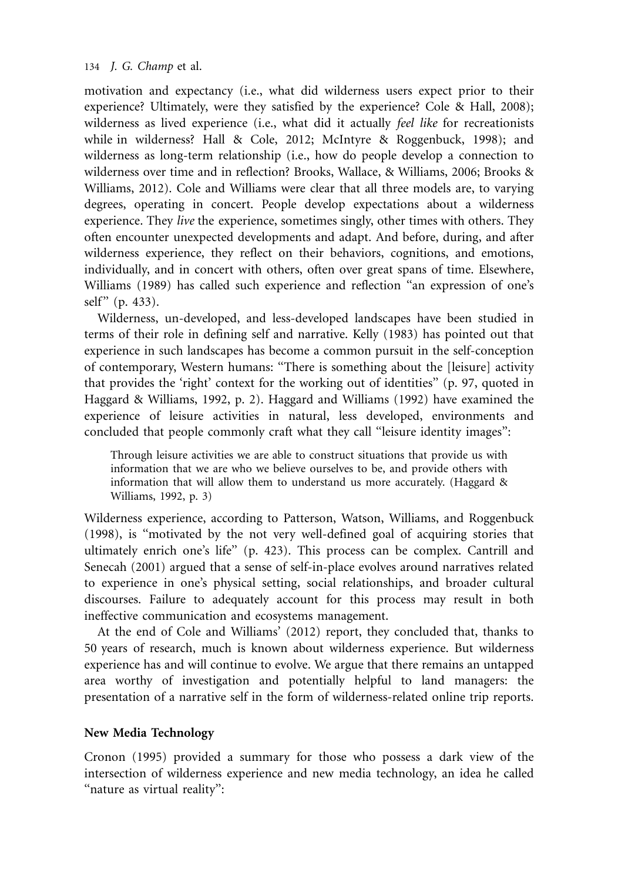motivation and expectancy (i.e., what did wilderness users expect prior to their experience? Ultimately, were they satisfied by the experience? Cole & Hall, 2008); wilderness as lived experience (i.e., what did it actually *feel like* for recreationists while in wilderness? Hall & Cole, 2012; McIntyre & Roggenbuck, 1998); and wilderness as long-term relationship (i.e., how do people develop a connection to wilderness over time and in reflection? Brooks, Wallace, & Williams, 2006; Brooks & Williams, 2012). Cole and Williams were clear that all three models are, to varying degrees, operating in concert. People develop expectations about a wilderness experience. They *live* the experience, sometimes singly, other times with others. They often encounter unexpected developments and adapt. And before, during, and after wilderness experience, they reflect on their behaviors, cognitions, and emotions, individually, and in concert with others, often over great spans of time. Elsewhere, Williams (1989) has called such experience and reflection "an expression of one's self" (p. 433).

Wilderness, un-developed, and less-developed landscapes have been studied in terms of their role in defining self and narrative. Kelly (1983) has pointed out that experience in such landscapes has become a common pursuit in the self-conception of contemporary, Western humans: "There is something about the [leisure] activity that provides the 'right' context for the working out of identities" (p. 97, quoted in Haggard & Williams, 1992, p. 2). Haggard and Williams (1992) have examined the experience of leisure activities in natural, less developed, environments and concluded that people commonly craft what they call "leisure identity images":

> Through leisure activities we are able to construct situations that provide us with information that we are who we believe ourselves to be, and provide others with information that will allow them to understand us more accurately. (Haggard & Williams, 1992, p. 3)

Wilderness experience, according to Patterson, Watson, Williams, and Roggenbuck (1998), is "motivated by the not very well-defined goal of acquiring stories that ultimately enrich one's life" (p. 423). This process can be complex. Cantrill and Senecah (2001) argued that a sense of self-in-place evolves around narratives related to experience in one's physical setting, social relationships, and broader cultural discourses. Failure to adequately account for this process may result in both ineffective communication and ecosystems management.

At the end of Cole and Williams' (2012) report, they concluded that, thanks to 50 years of research, much is known about wilderness experience. But wilderness experience has and will continue to evolve. We argue that there remains an untapped area worthy of investigation and potentially helpful to land managers: the presentation of a narrative self in the form of wilderness-related online trip reports.

## New Media Technology

Cronon (1995) provided a summary for those who possess a dark view of the intersection of wilderness experience and new media technology, an idea he called "nature as virtual reality":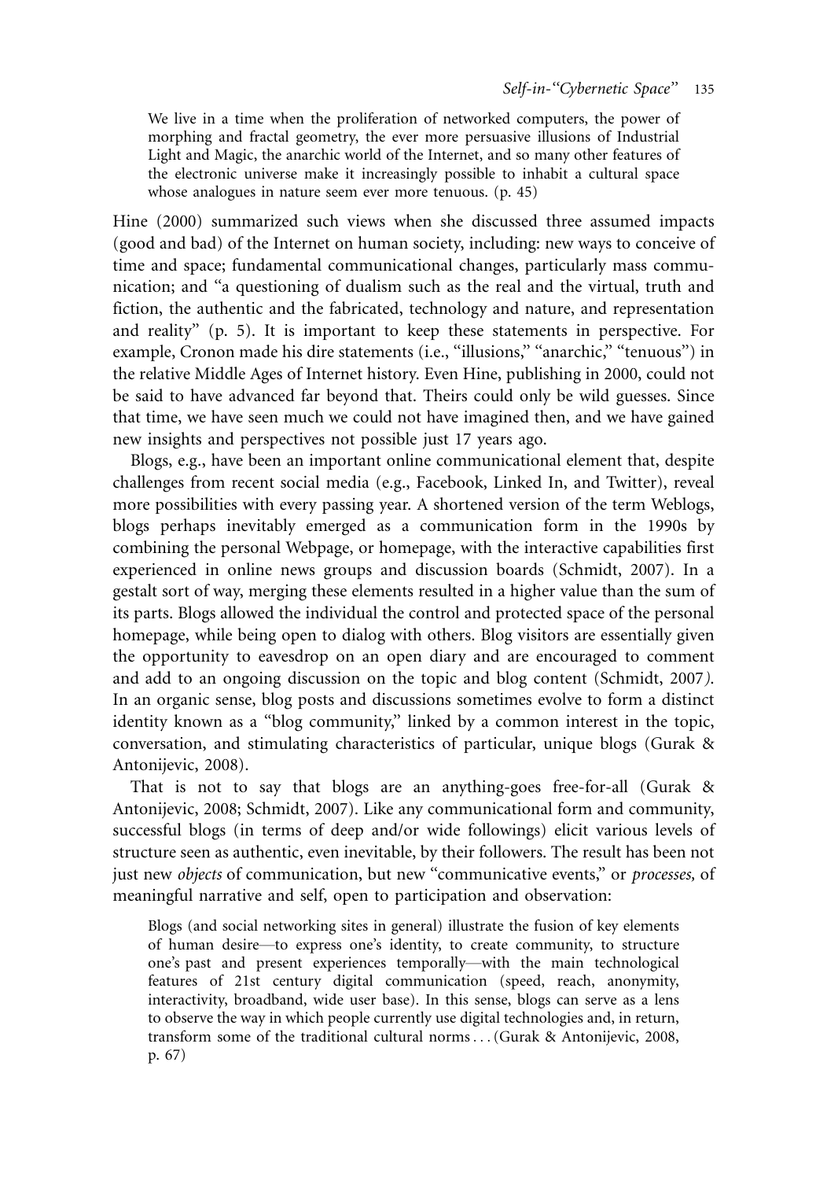> We live in a time when the proliferation of networked computers, the power of morphing and fractal geometry, the ever more persuasive illusions of Industrial Light and Magic, the anarchic world of the Internet, and so many other features of the electronic universe make it increasingly possible to inhabit a cultural space whose analogues in nature seem ever more tenuous. (p. 45)

Hine (2000) summarized such views when she discussed three assumed impacts (good and bad) of the Internet on human society, including: new ways to conceive of time and space; fundamental communicational changes, particularly mass communication; and "a questioning of dualism such as the real and the virtual, truth and fiction, the authentic and the fabricated, technology and nature, and representation and reality" (p. 5). It is important to keep these statements in perspective. For example, Cronon made his dire statements (i.e., "illusions," "anarchic," "tenuous") in the relative Middle Ages of Internet history. Even Hine, publishing in 2000, could not be said to have advanced far beyond that. Theirs could only be wild guesses. Since that time, we have seen much we could not have imagined then, and we have gained new insights and perspectives not possible just 17 years ago.

Blogs, e.g., have been an important online communicational element that, despite challenges from recent social media (e.g., Facebook, Linked In, and Twitter), reveal more possibilities with every passing year. A shortened version of the term Weblogs, blogs perhaps inevitably emerged as a communication form in the 1990s by combining the personal Webpage, or homepage, with the interactive capabilities first experienced in online news groups and discussion boards (Schmidt, 2007). In a gestalt sort of way, merging these elements resulted in a higher value than the sum of its parts. Blogs allowed the individual the control and protected space of the personal homepage, while being open to dialog with others. Blog visitors are essentially given the opportunity to eavesdrop on an open diary and are encouraged to comment and add to an ongoing discussion on the topic and blog content (Schmidt, 2007). In an organic sense, blog posts and discussions sometimes evolve to form a distinct identity known as a "blog community," linked by a common interest in the topic, conversation, and stimulating characteristics of particular, unique blogs (Gurak & Antonijevic, 2008).

That is not to say that blogs are an anything-goes free-for-all (Gurak & Antonijevic, 2008; Schmidt, 2007). Like any communicational form and community, successful blogs (in terms of deep and/or wide followings) elicit various levels of structure seen as authentic, even inevitable, by their followers. The result has been not just new *objects* of communication, but new "communicative events," or *processes,* of meaningful narrative and self, open to participation and observation:

> Blogs (and social networking sites in general) illustrate the fusion of key elements of human desire—to express one's identity, to create community, to structure one's past and present experiences temporally—with the main technological features of 21st century digital communication (speed, reach, anonymity, interactivity, broadband, wide user base). In this sense, blogs can serve as a lens to observe the way in which people currently use digital technologies and, in return, transform some of the traditional cultural norms . . . (Gurak & Antonijevic, 2008, p. 67)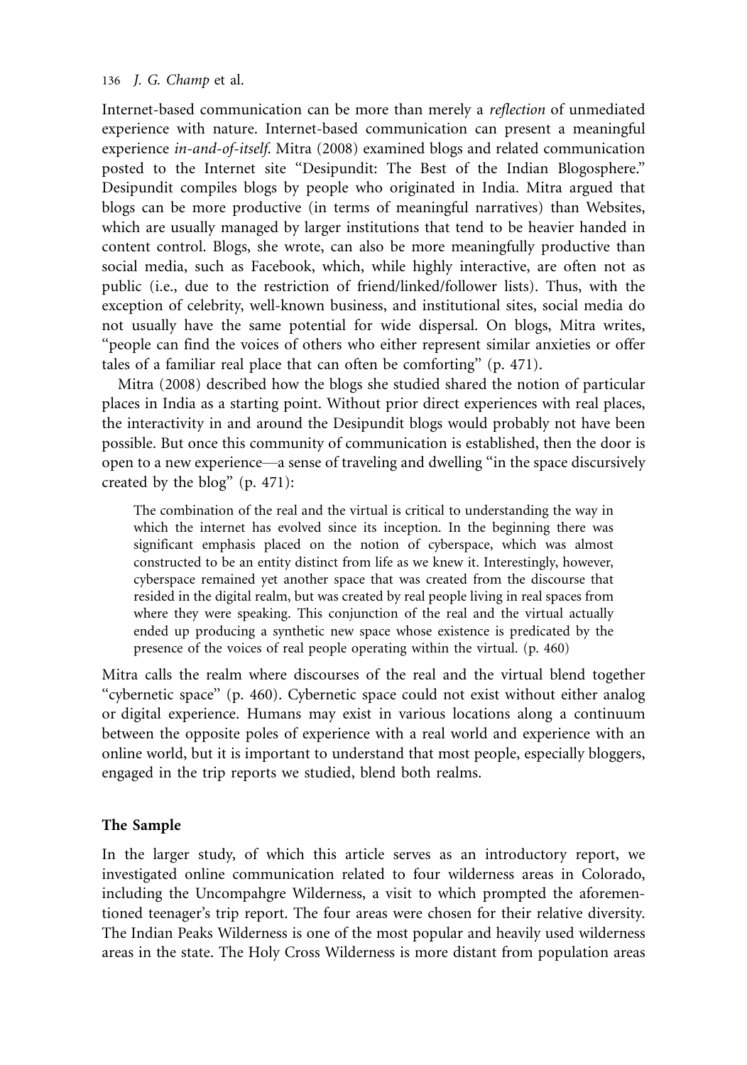Internet-based communication can be more than merely a *reflection* of unmediated experience with nature. Internet-based communication can present a meaningful experience *in-and-of-itself*. Mitra (2008) examined blogs and related communication posted to the Internet site "Desipundit: The Best of the Indian Blogosphere." Desipundit compiles blogs by people who originated in India. Mitra argued that blogs can be more productive (in terms of meaningful narratives) than Websites, which are usually managed by larger institutions that tend to be heavier handed in content control. Blogs, she wrote, can also be more meaningfully productive than social media, such as Facebook, which, while highly interactive, are often not as public (i.e., due to the restriction of friend/linked/follower lists). Thus, with the exception of celebrity, well-known business, and institutional sites, social media do not usually have the same potential for wide dispersal. On blogs, Mitra writes, "people can find the voices of others who either represent similar anxieties or offer tales of a familiar real place that can often be comforting" (p. 471).

Mitra (2008) described how the blogs she studied shared the notion of particular places in India as a starting point. Without prior direct experiences with real places, the interactivity in and around the Desipundit blogs would probably not have been possible. But once this community of communication is established, then the door is open to a new experience—a sense of traveling and dwelling "in the space discursively created by the blog" (p. 471):

> The combination of the real and the virtual is critical to understanding the way in which the internet has evolved since its inception. In the beginning there was significant emphasis placed on the notion of cyberspace, which was almost constructed to be an entity distinct from life as we knew it. Interestingly, however, cyberspace remained yet another space that was created from the discourse that resided in the digital realm, but was created by real people living in real spaces from where they were speaking. This conjunction of the real and the virtual actually ended up producing a synthetic new space whose existence is predicated by the presence of the voices of real people operating within the virtual. (p. 460)

Mitra calls the realm where discourses of the real and the virtual blend together "cybernetic space" (p. 460). Cybernetic space could not exist without either analog or digital experience. Humans may exist in various locations along a continuum between the opposite poles of experience with a real world and experience with an online world, but it is important to understand that most people, especially bloggers, engaged in the trip reports we studied, blend both realms.

## The Sample

In the larger study, of which this article serves as an introductory report, we investigated online communication related to four wilderness areas in Colorado, including the Uncompahgre Wilderness, a visit to which prompted the aforementioned teenager's trip report. The four areas were chosen for their relative diversity. The Indian Peaks Wilderness is one of the most popular and heavily used wilderness areas in the state. The Holy Cross Wilderness is more distant from population areas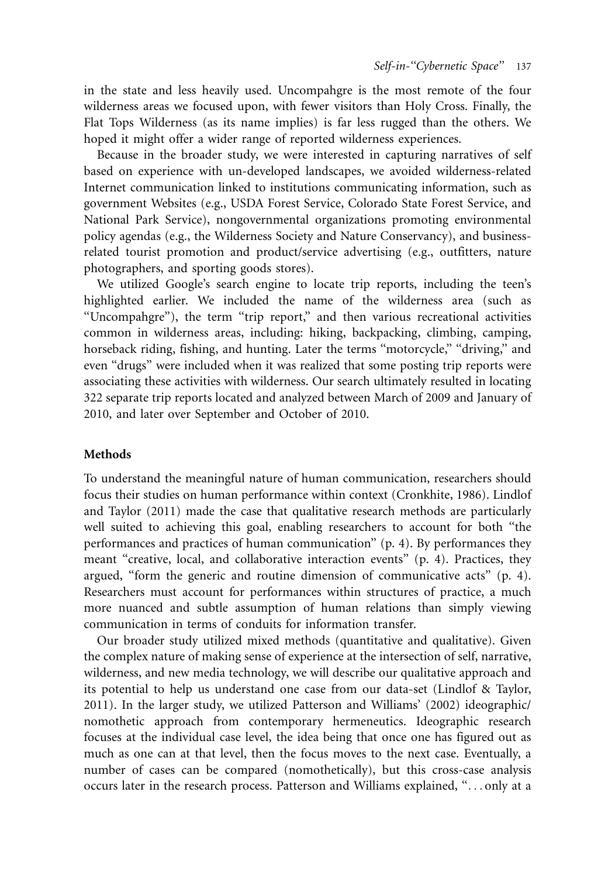in the state and less heavily used. Uncompahgre is the most remote of the four wilderness areas we focused upon, with fewer visitors than Holy Cross. Finally, the Flat Tops Wilderness (as its name implies) is far less rugged than the others. We hoped it might offer a wider range of reported wilderness experiences.

Because in the broader study, we were interested in capturing narratives of self based on experience with un-developed landscapes, we avoided wilderness-related Internet communication linked to institutions communicating information, such as government Websites (e.g., USDA Forest Service, Colorado State Forest Service, and National Park Service), nongovernmental organizations promoting environmental policy agendas (e.g., the Wilderness Society and Nature Conservancy), and business-related tourist promotion and product/service advertising (e.g., outfitters, nature photographers, and sporting goods stores).

We utilized Google's search engine to locate trip reports, including the teen's highlighted earlier. We included the name of the wilderness area (such as "Uncompahgre"), the term "trip report," and then various recreational activities common in wilderness areas, including: hiking, backpacking, climbing, camping, horseback riding, fishing, and hunting. Later the terms "motorcycle," "driving," and even "drugs" were included when it was realized that some posting trip reports were associating these activities with wilderness. Our search ultimately resulted in locating 322 separate trip reports located and analyzed between March of 2009 and January of 2010, and later over September and October of 2010.

## Methods

To understand the meaningful nature of human communication, researchers should focus their studies on human performance within context (Cronkhite, 1986). Lindlof and Taylor (2011) made the case that qualitative research methods are particularly well suited to achieving this goal, enabling researchers to account for both "the performances and practices of human communication" (p. 4). By performances they meant "creative, local, and collaborative interaction events" (p. 4). Practices, they argued, "form the generic and routine dimension of communicative acts" (p. 4). Researchers must account for performances within structures of practice, a much more nuanced and subtle assumption of human relations than simply viewing communication in terms of conduits for information transfer.

Our broader study utilized mixed methods (quantitative and qualitative). Given the complex nature of making sense of experience at the intersection of self, narrative, wilderness, and new media technology, we will describe our qualitative approach and its potential to help us understand one case from our data-set (Lindlof & Taylor, 2011). In the larger study, we utilized Patterson and Williams' (2002) ideographic/nomothetic approach from contemporary hermeneutics. Ideographic research focuses at the individual case level, the idea being that once one has figured out as much as one can at that level, then the focus moves to the next case. Eventually, a number of cases can be compared (nomothetically), but this cross-case analysis occurs later in the research process. Patterson and Williams explained, "... only at a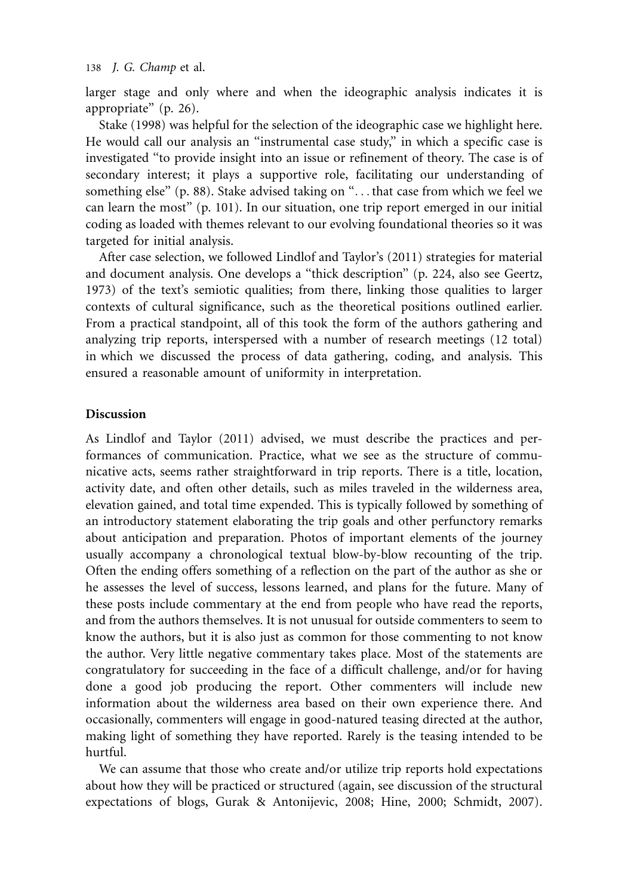larger stage and only where and when the ideographic analysis indicates it is appropriate" (p. 26).

Stake (1998) was helpful for the selection of the ideographic case we highlight here. He would call our analysis an "instrumental case study," in which a specific case is investigated "to provide insight into an issue or refinement of theory. The case is of secondary interest; it plays a supportive role, facilitating our understanding of something else" (p. 88). Stake advised taking on ". . . that case from which we feel we can learn the most" (p. 101). In our situation, one trip report emerged in our initial coding as loaded with themes relevant to our evolving foundational theories so it was targeted for initial analysis.

After case selection, we followed Lindlof and Taylor's (2011) strategies for material and document analysis. One develops a "thick description" (p. 224, also see Geertz, 1973) of the text's semiotic qualities; from there, linking those qualities to larger contexts of cultural significance, such as the theoretical positions outlined earlier. From a practical standpoint, all of this took the form of the authors gathering and analyzing trip reports, interspersed with a number of research meetings (12 total) in which we discussed the process of data gathering, coding, and analysis. This ensured a reasonable amount of uniformity in interpretation.

## Discussion

As Lindlof and Taylor (2011) advised, we must describe the practices and performances of communication. Practice, what we see as the structure of communicative acts, seems rather straightforward in trip reports. There is a title, location, activity date, and often other details, such as miles traveled in the wilderness area, elevation gained, and total time expended. This is typically followed by something of an introductory statement elaborating the trip goals and other perfunctory remarks about anticipation and preparation. Photos of important elements of the journey usually accompany a chronological textual blow-by-blow recounting of the trip. Often the ending offers something of a reflection on the part of the author as she or he assesses the level of success, lessons learned, and plans for the future. Many of these posts include commentary at the end from people who have read the reports, and from the authors themselves. It is not unusual for outside commenters to seem to know the authors, but it is also just as common for those commenting to not know the author. Very little negative commentary takes place. Most of the statements are congratulatory for succeeding in the face of a difficult challenge, and/or for having done a good job producing the report. Other commenters will include new information about the wilderness area based on their own experience there. And occasionally, commenters will engage in good-natured teasing directed at the author, making light of something they have reported. Rarely is the teasing intended to be hurtful.

We can assume that those who create and/or utilize trip reports hold expectations about how they will be practiced or structured (again, see discussion of the structural expectations of blogs, Gurak & Antonijevic, 2008; Hine, 2000; Schmidt, 2007).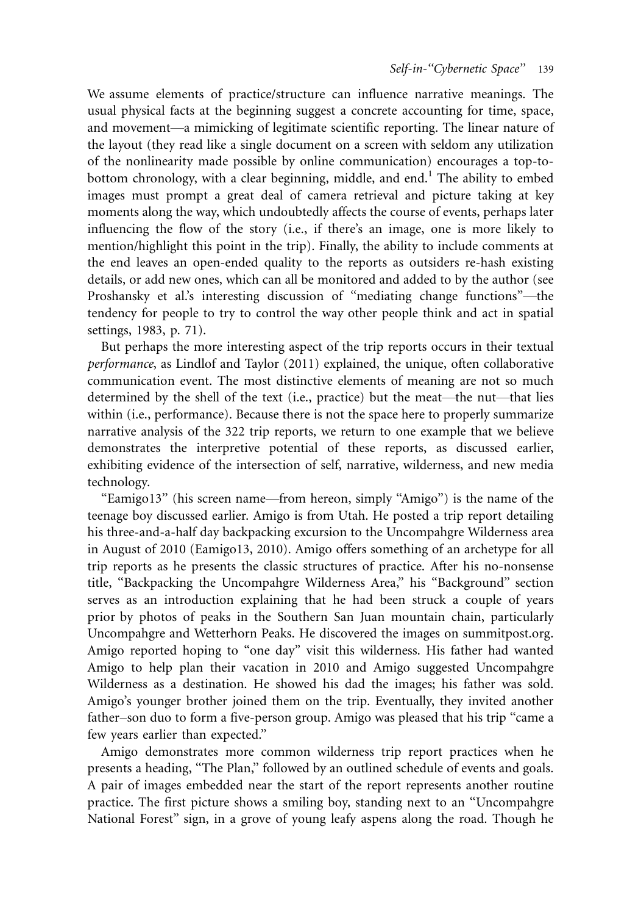We assume elements of practice/structure can influence narrative meanings. The usual physical facts at the beginning suggest a concrete accounting for time, space, and movement—a mimicking of legitimate scientific reporting. The linear nature of the layout (they read like a single document on a screen with seldom any utilization of the nonlinearity made possible by online communication) encourages a top-to-bottom chronology, with a clear beginning, middle, and end.[1] The ability to embed images must prompt a great deal of camera retrieval and picture taking at key moments along the way, which undoubtedly affects the course of events, perhaps later influencing the flow of the story (i.e., if there's an image, one is more likely to mention/highlight this point in the trip). Finally, the ability to include comments at the end leaves an open-ended quality to the reports as outsiders re-hash existing details, or add new ones, which can all be monitored and added to by the author (see Proshansky et al.'s interesting discussion of "mediating change functions"—the tendency for people to try to control the way other people think and act in spatial settings, 1983, p. 71).

But perhaps the more interesting aspect of the trip reports occurs in their textual *performance*, as Lindlof and Taylor (2011) explained, the unique, often collaborative communication event. The most distinctive elements of meaning are not so much determined by the shell of the text (i.e., practice) but the meat—the nut—that lies within (i.e., performance). Because there is not the space here to properly summarize narrative analysis of the 322 trip reports, we return to one example that we believe demonstrates the interpretive potential of these reports, as discussed earlier, exhibiting evidence of the intersection of self, narrative, wilderness, and new media technology.

"Eamigo13" (his screen name—from hereon, simply "Amigo") is the name of the teenage boy discussed earlier. Amigo is from Utah. He posted a trip report detailing his three-and-a-half day backpacking excursion to the Uncompahgre Wilderness area in August of 2010 (Eamigo13, 2010). Amigo offers something of an archetype for all trip reports as he presents the classic structures of practice. After his no-nonsense title, "Backpacking the Uncompahgre Wilderness Area," his "Background" section serves as an introduction explaining that he had been struck a couple of years prior by photos of peaks in the Southern San Juan mountain chain, particularly Uncompahgre and Wetterhorn Peaks. He discovered the images on summitpost.org. Amigo reported hoping to "one day" visit this wilderness. His father had wanted Amigo to help plan their vacation in 2010 and Amigo suggested Uncompahgre Wilderness as a destination. He showed his dad the images; his father was sold. Amigo's younger brother joined them on the trip. Eventually, they invited another father–son duo to form a five-person group. Amigo was pleased that his trip "came a few years earlier than expected."

Amigo demonstrates more common wilderness trip report practices when he presents a heading, "The Plan," followed by an outlined schedule of events and goals. A pair of images embedded near the start of the report represents another routine practice. The first picture shows a smiling boy, standing next to an "Uncompahgre National Forest" sign, in a grove of young leafy aspens along the road. Though he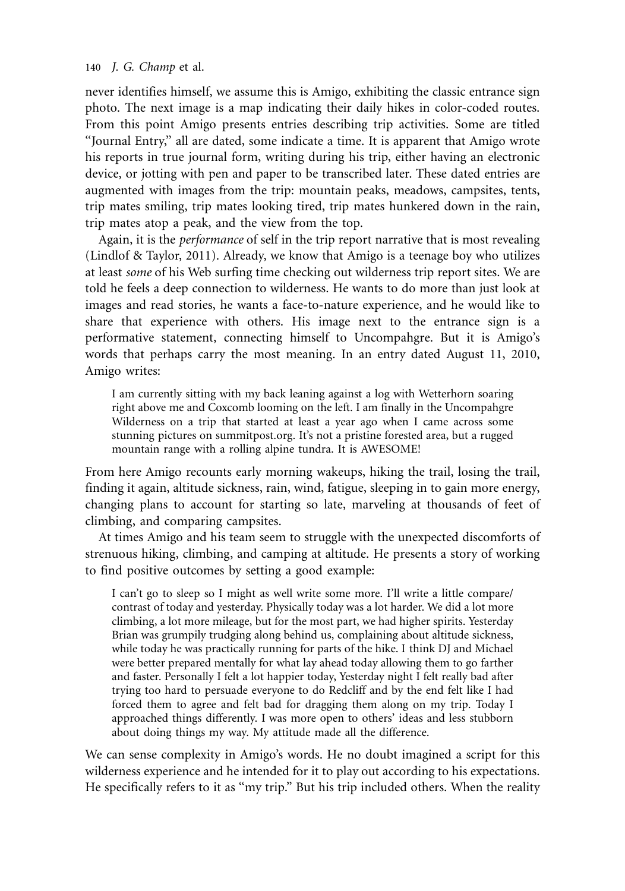never identifies himself, we assume this is Amigo, exhibiting the classic entrance sign photo. The next image is a map indicating their daily hikes in color-coded routes. From this point Amigo presents entries describing trip activities. Some are titled "Journal Entry," all are dated, some indicate a time. It is apparent that Amigo wrote his reports in true journal form, writing during his trip, either having an electronic device, or jotting with pen and paper to be transcribed later. These dated entries are augmented with images from the trip: mountain peaks, meadows, campsites, tents, trip mates smiling, trip mates looking tired, trip mates hunkered down in the rain, trip mates atop a peak, and the view from the top.

Again, it is the *performance* of self in the trip report narrative that is most revealing (Lindlof & Taylor, 2011). Already, we know that Amigo is a teenage boy who utilizes at least *some* of his Web surfing time checking out wilderness trip report sites. We are told he feels a deep connection to wilderness. He wants to do more than just look at images and read stories, he wants a face-to-nature experience, and he would like to share that experience with others. His image next to the entrance sign is a performative statement, connecting himself to Uncompahgre. But it is Amigo's words that perhaps carry the most meaning. In an entry dated August 11, 2010, Amigo writes:

> I am currently sitting with my back leaning against a log with Wetterhorn soaring right above me and Coxcomb looming on the left. I am finally in the Uncompahgre Wilderness on a trip that started at least a year ago when I came across some stunning pictures on summitpost.org. It's not a pristine forested area, but a rugged mountain range with a rolling alpine tundra. It is AWESOME!

From here Amigo recounts early morning wakeups, hiking the trail, losing the trail, finding it again, altitude sickness, rain, wind, fatigue, sleeping in to gain more energy, changing plans to account for starting so late, marveling at thousands of feet of climbing, and comparing campsites.

At times Amigo and his team seem to struggle with the unexpected discomforts of strenuous hiking, climbing, and camping at altitude. He presents a story of working to find positive outcomes by setting a good example:

> I can't go to sleep so I might as well write some more. I'll write a little compare/contrast of today and yesterday. Physically today was a lot harder. We did a lot more climbing, a lot more mileage, but for the most part, we had higher spirits. Yesterday Brian was grumpily trudging along behind us, complaining about altitude sickness, while today he was practically running for parts of the hike. I think DJ and Michael were better prepared mentally for what lay ahead today allowing them to go farther and faster. Personally I felt a lot happier today, Yesterday night I felt really bad after trying too hard to persuade everyone to do Redcliff and by the end felt like I had forced them to agree and felt bad for dragging them along on my trip. Today I approached things differently. I was more open to others' ideas and less stubborn about doing things my way. My attitude made all the difference.

We can sense complexity in Amigo's words. He no doubt imagined a script for this wilderness experience and he intended for it to play out according to his expectations. He specifically refers to it as "my trip." But his trip included others. When the reality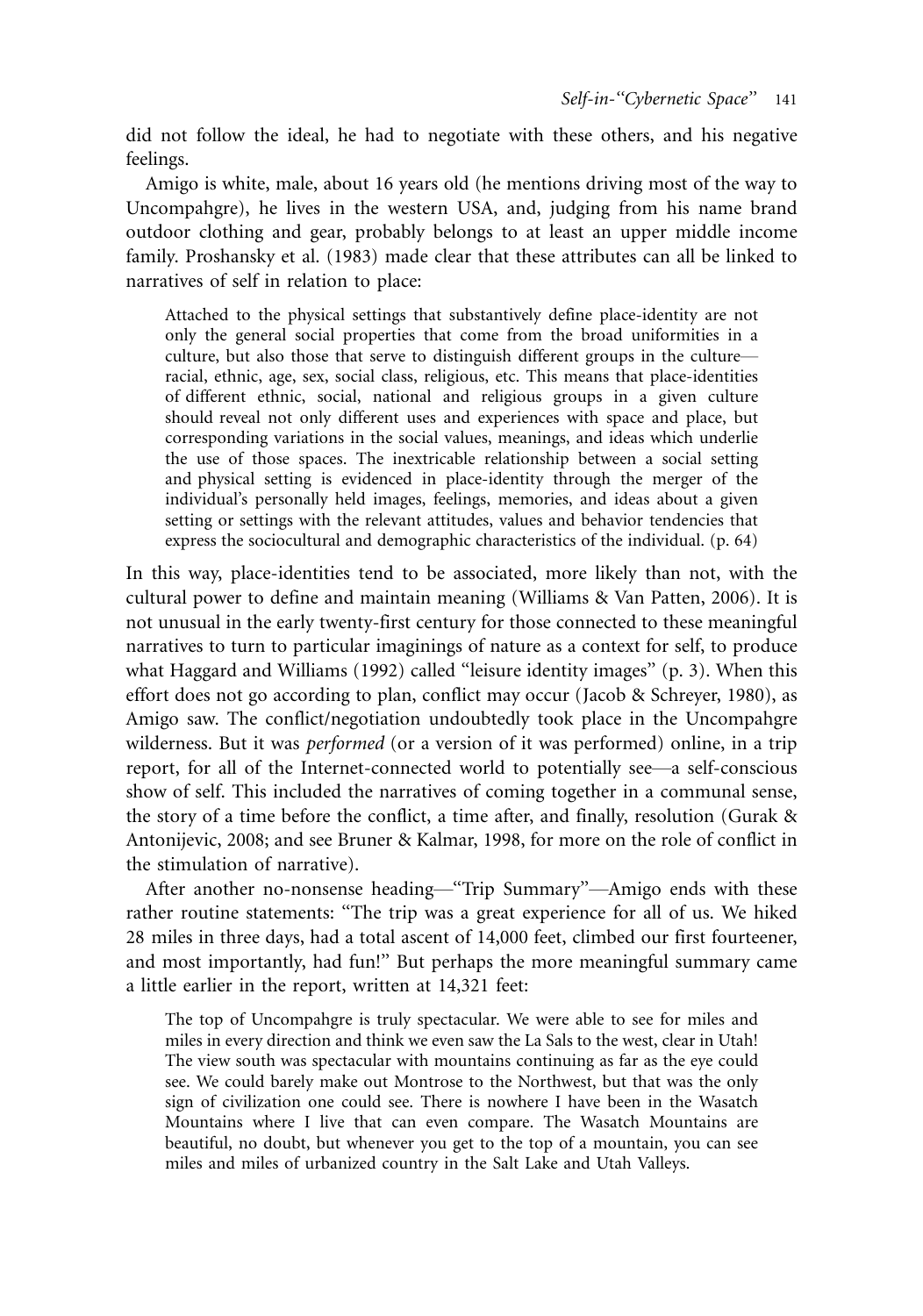did not follow the ideal, he had to negotiate with these others, and his negative feelings.

Amigo is white, male, about 16 years old (he mentions driving most of the way to Uncompahgre), he lives in the western USA, and, judging from his name brand outdoor clothing and gear, probably belongs to at least an upper middle income family. Proshansky et al. (1983) made clear that these attributes can all be linked to narratives of self in relation to place:

> Attached to the physical settings that substantively define place-identity are not only the general social properties that come from the broad uniformities in a culture, but also those that serve to distinguish different groups in the culture—racial, ethnic, age, sex, social class, religious, etc. This means that place-identities of different ethnic, social, national and religious groups in a given culture should reveal not only different uses and experiences with space and place, but corresponding variations in the social values, meanings, and ideas which underlie the use of those spaces. The inextricable relationship between a social setting and physical setting is evidenced in place-identity through the merger of the individual's personally held images, feelings, memories, and ideas about a given setting or settings with the relevant attitudes, values and behavior tendencies that express the sociocultural and demographic characteristics of the individual. (p. 64)

In this way, place-identities tend to be associated, more likely than not, with the cultural power to define and maintain meaning (Williams & Van Patten, 2006). It is not unusual in the early twenty-first century for those connected to these meaningful narratives to turn to particular imaginings of nature as a context for self, to produce what Haggard and Williams (1992) called "leisure identity images" (p. 3). When this effort does not go according to plan, conflict may occur (Jacob & Schreyer, 1980), as Amigo saw. The conflict/negotiation undoubtedly took place in the Uncompahgre wilderness. But it was *performed* (or a version of it was performed) online, in a trip report, for all of the Internet-connected world to potentially see—a self-conscious show of self. This included the narratives of coming together in a communal sense, the story of a time before the conflict, a time after, and finally, resolution (Gurak & Antonijevic, 2008; and see Bruner & Kalmar, 1998, for more on the role of conflict in the stimulation of narrative).

After another no-nonsense heading—"Trip Summary"—Amigo ends with these rather routine statements: "The trip was a great experience for all of us. We hiked 28 miles in three days, had a total ascent of 14,000 feet, climbed our first fourteener, and most importantly, had fun!" But perhaps the more meaningful summary came a little earlier in the report, written at 14,321 feet:

> The top of Uncompahgre is truly spectacular. We were able to see for miles and miles in every direction and think we even saw the La Sals to the west, clear in Utah! The view south was spectacular with mountains continuing as far as the eye could see. We could barely make out Montrose to the Northwest, but that was the only sign of civilization one could see. There is nowhere I have been in the Wasatch Mountains where I live that can even compare. The Wasatch Mountains are beautiful, no doubt, but whenever you get to the top of a mountain, you can see miles and miles of urbanized country in the Salt Lake and Utah Valleys.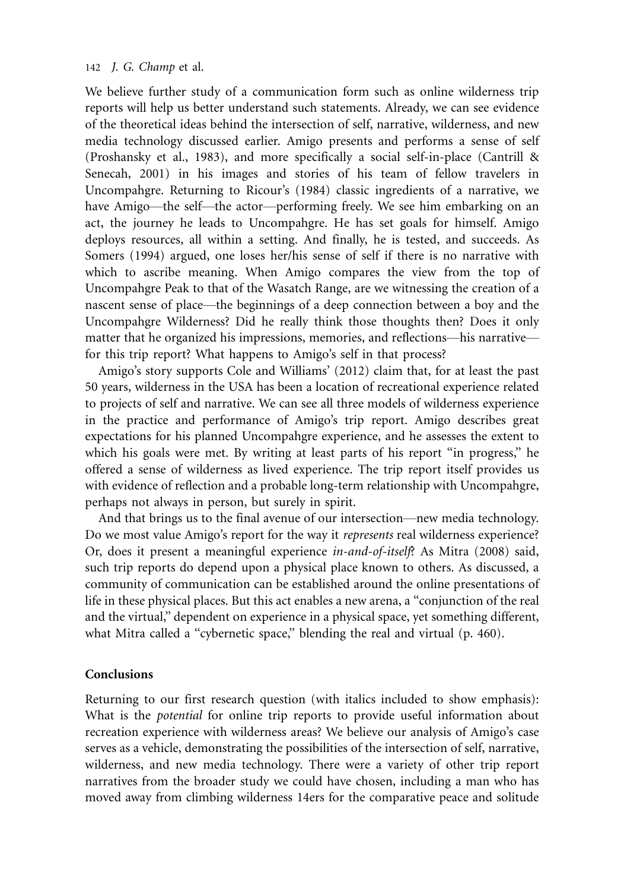We believe further study of a communication form such as online wilderness trip reports will help us better understand such statements. Already, we can see evidence of the theoretical ideas behind the intersection of self, narrative, wilderness, and new media technology discussed earlier. Amigo presents and performs a sense of self (Proshansky et al., 1983), and more specifically a social self-in-place (Cantrill & Senecah, 2001) in his images and stories of his team of fellow travelers in Uncompahgre. Returning to Ricour's (1984) classic ingredients of a narrative, we have Amigo—the self—the actor—performing freely. We see him embarking on an act, the journey he leads to Uncompahgre. He has set goals for himself. Amigo deploys resources, all within a setting. And finally, he is tested, and succeeds. As Somers (1994) argued, one loses her/his sense of self if there is no narrative with which to ascribe meaning. When Amigo compares the view from the top of Uncompahgre Peak to that of the Wasatch Range, are we witnessing the creation of a nascent sense of place—the beginnings of a deep connection between a boy and the Uncompahgre Wilderness? Did he really think those thoughts then? Does it only matter that he organized his impressions, memories, and reflections—his narrative—for this trip report? What happens to Amigo's self in that process?

Amigo's story supports Cole and Williams' (2012) claim that, for at least the past 50 years, wilderness in the USA has been a location of recreational experience related to projects of self and narrative. We can see all three models of wilderness experience in the practice and performance of Amigo's trip report. Amigo describes great expectations for his planned Uncompahgre experience, and he assesses the extent to which his goals were met. By writing at least parts of his report "in progress," he offered a sense of wilderness as lived experience. The trip report itself provides us with evidence of reflection and a probable long-term relationship with Uncompahgre, perhaps not always in person, but surely in spirit.

And that brings us to the final avenue of our intersection—new media technology. Do we most value Amigo's report for the way it *represents* real wilderness experience? Or, does it present a meaningful experience *in-and-of-itself*? As Mitra (2008) said, such trip reports do depend upon a physical place known to others. As discussed, a community of communication can be established around the online presentations of life in these physical places. But this act enables a new arena, a "conjunction of the real and the virtual," dependent on experience in a physical space, yet something different, what Mitra called a "cybernetic space," blending the real and virtual (p. 460).

## Conclusions

Returning to our first research question (with italics included to show emphasis): What is the *potential* for online trip reports to provide useful information about recreation experience with wilderness areas? We believe our analysis of Amigo's case serves as a vehicle, demonstrating the possibilities of the intersection of self, narrative, wilderness, and new media technology. There were a variety of other trip report narratives from the broader study we could have chosen, including a man who has moved away from climbing wilderness 14ers for the comparative peace and solitude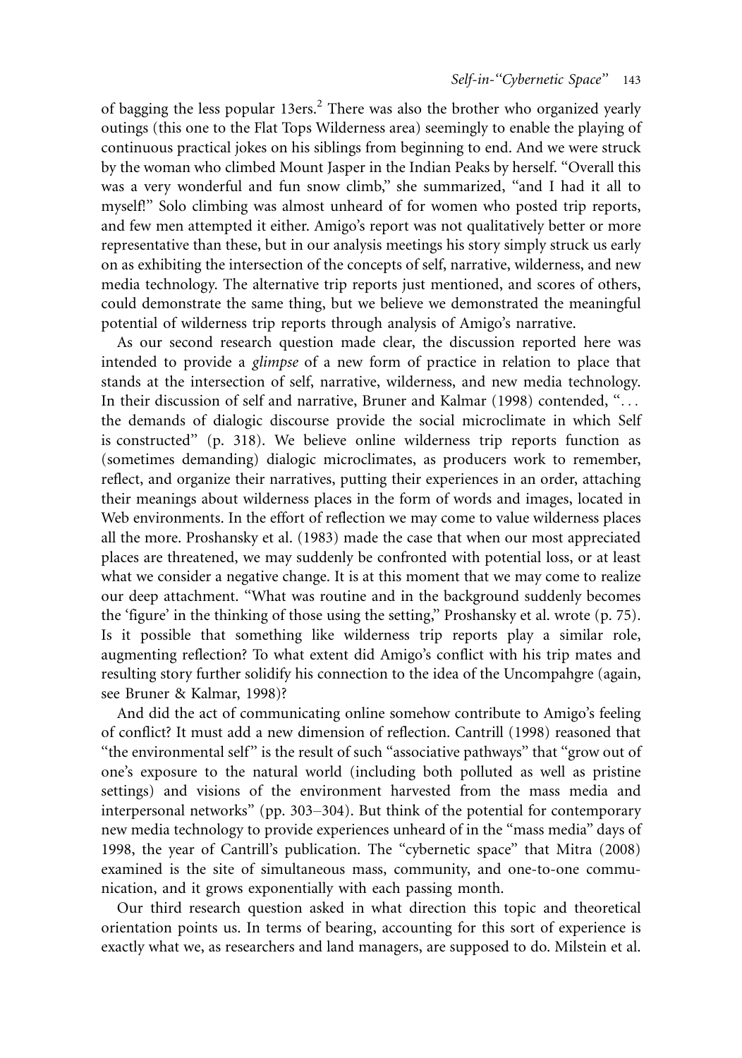of bagging the less popular 13ers.[2] There was also the brother who organized yearly outings (this one to the Flat Tops Wilderness area) seemingly to enable the playing of continuous practical jokes on his siblings from beginning to end. And we were struck by the woman who climbed Mount Jasper in the Indian Peaks by herself. "Overall this was a very wonderful and fun snow climb," she summarized, "and I had it all to myself!" Solo climbing was almost unheard of for women who posted trip reports, and few men attempted it either. Amigo's report was not qualitatively better or more representative than these, but in our analysis meetings his story simply struck us early on as exhibiting the intersection of the concepts of self, narrative, wilderness, and new media technology. The alternative trip reports just mentioned, and scores of others, could demonstrate the same thing, but we believe we demonstrated the meaningful potential of wilderness trip reports through analysis of Amigo's narrative.

As our second research question made clear, the discussion reported here was intended to provide a *glimpse* of a new form of practice in relation to place that stands at the intersection of self, narrative, wilderness, and new media technology. In their discussion of self and narrative, Bruner and Kalmar (1998) contended, ". . . the demands of dialogic discourse provide the social microclimate in which Self is constructed" (p. 318). We believe online wilderness trip reports function as (sometimes demanding) dialogic microclimates, as producers work to remember, reflect, and organize their narratives, putting their experiences in an order, attaching their meanings about wilderness places in the form of words and images, located in Web environments. In the effort of reflection we may come to value wilderness places all the more. Proshansky et al. (1983) made the case that when our most appreciated places are threatened, we may suddenly be confronted with potential loss, or at least what we consider a negative change. It is at this moment that we may come to realize our deep attachment. "What was routine and in the background suddenly becomes the 'figure' in the thinking of those using the setting," Proshansky et al. wrote (p. 75). Is it possible that something like wilderness trip reports play a similar role, augmenting reflection? To what extent did Amigo's conflict with his trip mates and resulting story further solidify his connection to the idea of the Uncompahgre (again, see Bruner & Kalmar, 1998)?

And did the act of communicating online somehow contribute to Amigo's feeling of conflict? It must add a new dimension of reflection. Cantrill (1998) reasoned that "the environmental self" is the result of such "associative pathways" that "grow out of one's exposure to the natural world (including both polluted as well as pristine settings) and visions of the environment harvested from the mass media and interpersonal networks" (pp. 303–304). But think of the potential for contemporary new media technology to provide experiences unheard of in the "mass media" days of 1998, the year of Cantrill's publication. The "cybernetic space" that Mitra (2008) examined is the site of simultaneous mass, community, and one-to-one communication, and it grows exponentially with each passing month.

Our third research question asked in what direction this topic and theoretical orientation points us. In terms of bearing, accounting for this sort of experience is exactly what we, as researchers and land managers, are supposed to do. Milstein et al.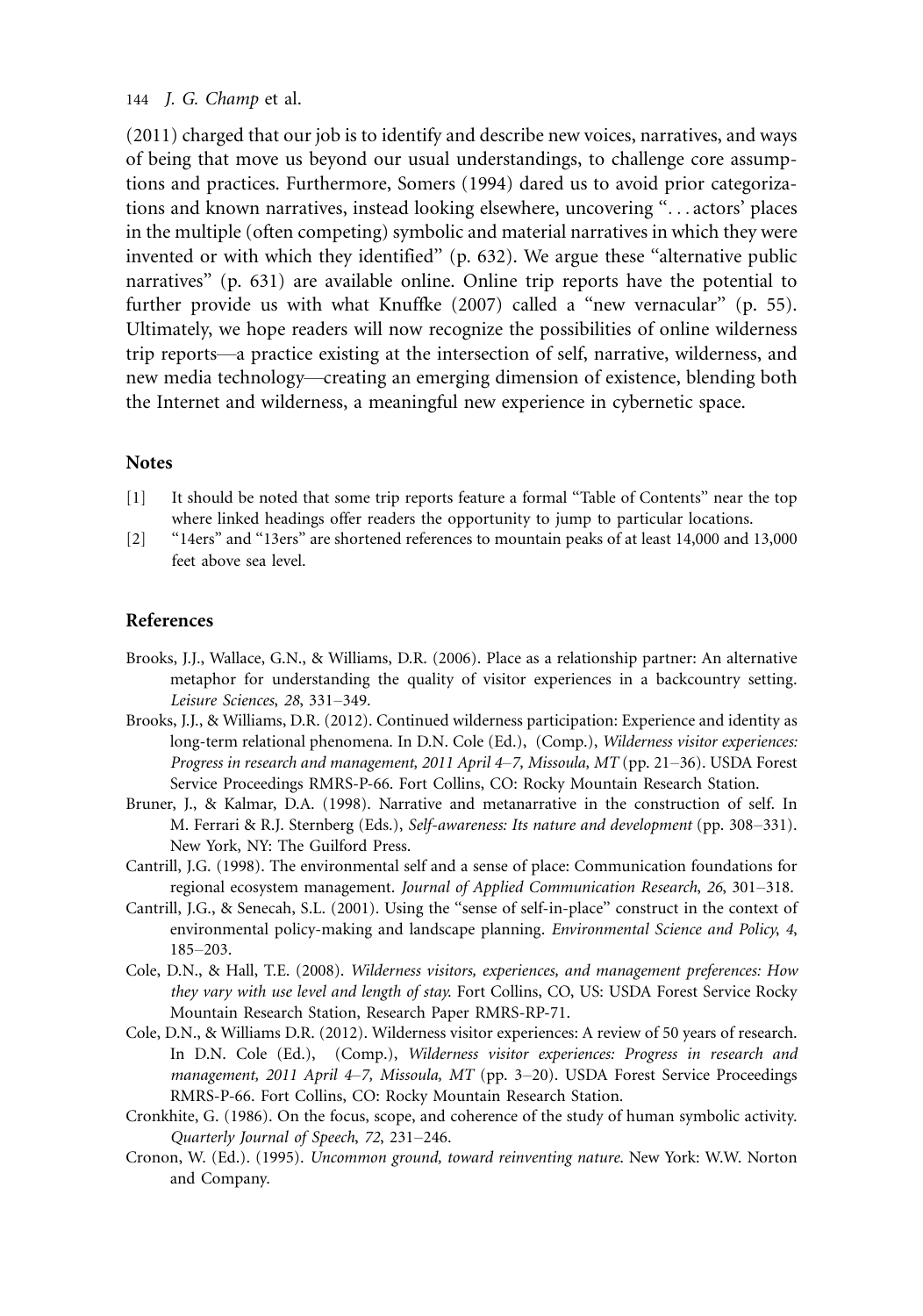(2011) charged that our job is to identify and describe new voices, narratives, and ways of being that move us beyond our usual understandings, to challenge core assumptions and practices. Furthermore, Somers (1994) dared us to avoid prior categorizations and known narratives, instead looking elsewhere, uncovering "... actors' places in the multiple (often competing) symbolic and material narratives in which they were invented or with which they identified" (p. 632). We argue these "alternative public narratives" (p. 631) are available online. Online trip reports have the potential to further provide us with what Knuffke (2007) called a "new vernacular" (p. 55). Ultimately, we hope readers will now recognize the possibilities of online wilderness trip reports—a practice existing at the intersection of self, narrative, wilderness, and new media technology—creating an emerging dimension of existence, blending both the Internet and wilderness, a meaningful new experience in cybernetic space.

## Notes

[1] It should be noted that some trip reports feature a formal "Table of Contents" near the top where linked headings offer readers the opportunity to jump to particular locations.

[2] "14ers" and "13ers" are shortened references to mountain peaks of at least 14,000 and 13,000 feet above sea level.

## References

Brooks, J.J., Wallace, G.N., & Williams, D.R. (2006). Place as a relationship partner: An alternative metaphor for understanding the quality of visitor experiences in a backcountry setting. *Leisure Sciences*, *28*, 331–349.

Brooks, J.J., & Williams, D.R. (2012). Continued wilderness participation: Experience and identity as long-term relational phenomena. In D.N. Cole (Ed.), (Comp.), *Wilderness visitor experiences: Progress in research and management, 2011 April 4–7, Missoula, MT* (pp. 21–36). USDA Forest Service Proceedings RMRS-P-66. Fort Collins, CO: Rocky Mountain Research Station.

Bruner, J., & Kalmar, D.A. (1998). Narrative and metanarrative in the construction of self. In M. Ferrari & R.J. Sternberg (Eds.), *Self-awareness: Its nature and development* (pp. 308–331). New York, NY: The Guilford Press.

Cantrill, J.G. (1998). The environmental self and a sense of place: Communication foundations for regional ecosystem management. *Journal of Applied Communication Research*, *26*, 301–318.

Cantrill, J.G., & Senecah, S.L. (2001). Using the "sense of self-in-place" construct in the context of environmental policy-making and landscape planning. *Environmental Science and Policy*, *4*, 185–203.

Cole, D.N., & Hall, T.E. (2008). *Wilderness visitors, experiences, and management preferences: How they vary with use level and length of stay*. Fort Collins, CO, US: USDA Forest Service Rocky Mountain Research Station, Research Paper RMRS-RP-71.

Cole, D.N., & Williams D.R. (2012). Wilderness visitor experiences: A review of 50 years of research. In D.N. Cole (Ed.), (Comp.), *Wilderness visitor experiences: Progress in research and management, 2011 April 4–7, Missoula, MT* (pp. 3–20). USDA Forest Service Proceedings RMRS-P-66. Fort Collins, CO: Rocky Mountain Research Station.

Cronkhite, G. (1986). On the focus, scope, and coherence of the study of human symbolic activity. *Quarterly Journal of Speech*, *72*, 231–246.

Cronon, W. (Ed.). (1995). *Uncommon ground, toward reinventing nature*. New York: W.W. Norton and Company.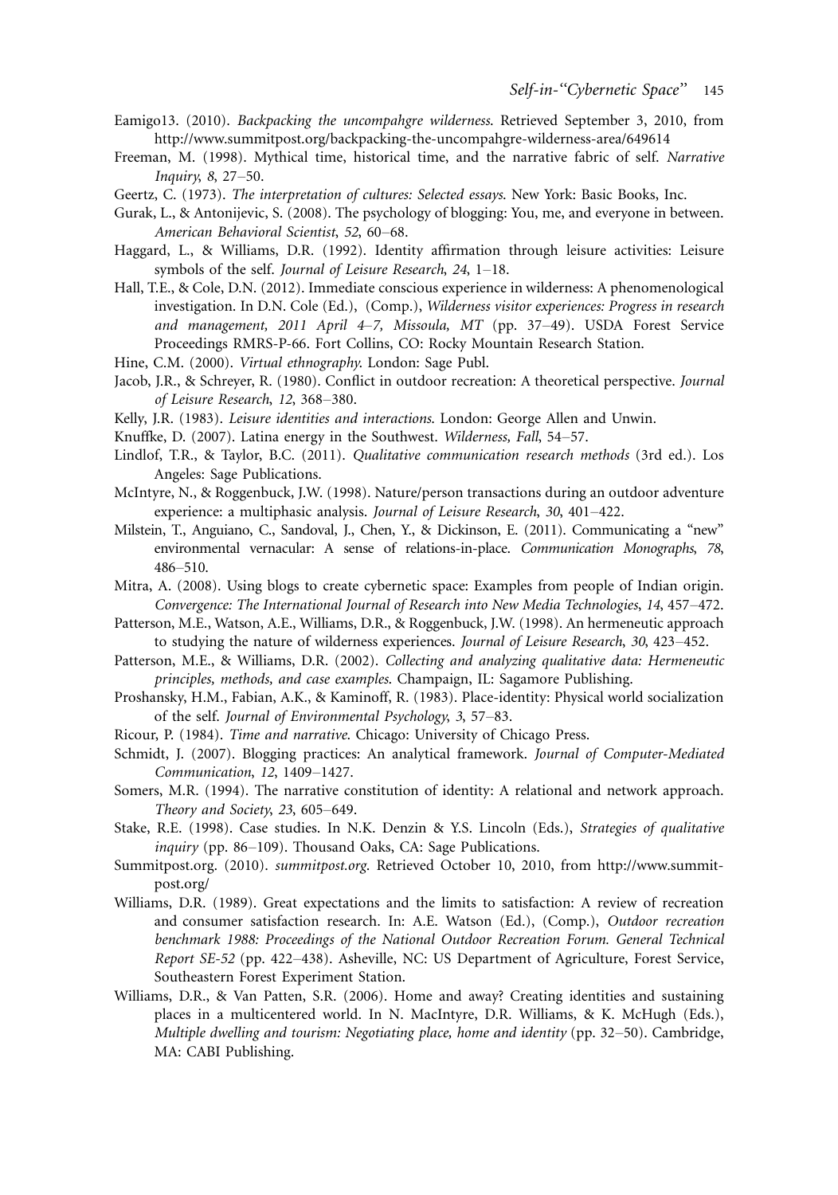Eamigo13. (2010). *Backpacking the uncompahgre wilderness*. Retrieved September 3, 2010, from http://www.summitpost.org/backpacking-the-uncompahgre-wilderness-area/649614

Freeman, M. (1998). Mythical time, historical time, and the narrative fabric of self. *Narrative Inquiry*, *8*, 27–50.

Geertz, C. (1973). *The interpretation of cultures: Selected essays*. New York: Basic Books, Inc.

Gurak, L., & Antonijevic, S. (2008). The psychology of blogging: You, me, and everyone in between. *American Behavioral Scientist*, *52*, 60–68.

Haggard, L., & Williams, D.R. (1992). Identity affirmation through leisure activities: Leisure symbols of the self. *Journal of Leisure Research*, *24*, 1–18.

Hall, T.E., & Cole, D.N. (2012). Immediate conscious experience in wilderness: A phenomenological investigation. In D.N. Cole (Ed.), (Comp.), *Wilderness visitor experiences: Progress in research and management, 2011 April 4–7, Missoula, MT* (pp. 37–49). USDA Forest Service Proceedings RMRS-P-66. Fort Collins, CO: Rocky Mountain Research Station.

Hine, C.M. (2000). *Virtual ethnography*. London: Sage Publ.

Jacob, J.R., & Schreyer, R. (1980). Conflict in outdoor recreation: A theoretical perspective. *Journal of Leisure Research*, *12*, 368–380.

Kelly, J.R. (1983). *Leisure identities and interactions*. London: George Allen and Unwin.

Knuffke, D. (2007). Latina energy in the Southwest. *Wilderness, Fall*, 54–57.

Lindlof, T.R., & Taylor, B.C. (2011). *Qualitative communication research methods* (3rd ed.). Los Angeles: Sage Publications.

McIntyre, N., & Roggenbuck, J.W. (1998). Nature/person transactions during an outdoor adventure experience: a multiphasic analysis. *Journal of Leisure Research*, *30*, 401–422.

Milstein, T., Anguiano, C., Sandoval, J., Chen, Y., & Dickinson, E. (2011). Communicating a "new" environmental vernacular: A sense of relations-in-place. *Communication Monographs*, *78*, 486–510.

Mitra, A. (2008). Using blogs to create cybernetic space: Examples from people of Indian origin. *Convergence: The International Journal of Research into New Media Technologies*, *14*, 457–472.

Patterson, M.E., Watson, A.E., Williams, D.R., & Roggenbuck, J.W. (1998). An hermeneutic approach to studying the nature of wilderness experiences. *Journal of Leisure Research*, *30*, 423–452.

Patterson, M.E., & Williams, D.R. (2002). *Collecting and analyzing qualitative data: Hermeneutic principles, methods, and case examples*. Champaign, IL: Sagamore Publishing.

Proshansky, H.M., Fabian, A.K., & Kaminoff, R. (1983). Place-identity: Physical world socialization of the self. *Journal of Environmental Psychology*, *3*, 57–83.

Ricour, P. (1984). *Time and narrative*. Chicago: University of Chicago Press.

Schmidt, J. (2007). Blogging practices: An analytical framework. *Journal of Computer-Mediated Communication*, *12*, 1409–1427.

Somers, M.R. (1994). The narrative constitution of identity: A relational and network approach. *Theory and Society*, *23*, 605–649.

Stake, R.E. (1998). Case studies. In N.K. Denzin & Y.S. Lincoln (Eds.), *Strategies of qualitative inquiry* (pp. 86–109). Thousand Oaks, CA: Sage Publications.

Summitpost.org. (2010). *summitpost.org*. Retrieved October 10, 2010, from http://www.summitpost.org/

Williams, D.R. (1989). Great expectations and the limits to satisfaction: A review of recreation and consumer satisfaction research. In: A.E. Watson (Ed.), (Comp.), *Outdoor recreation benchmark 1988: Proceedings of the National Outdoor Recreation Forum. General Technical Report SE-52* (pp. 422–438). Asheville, NC: US Department of Agriculture, Forest Service, Southeastern Forest Experiment Station.

Williams, D.R., & Van Patten, S.R. (2006). Home and away? Creating identities and sustaining places in a multicentered world. In N. MacIntyre, D.R. Williams, & K. McHugh (Eds.), *Multiple dwelling and tourism: Negotiating place, home and identity* (pp. 32–50). Cambridge, MA: CABI Publishing.